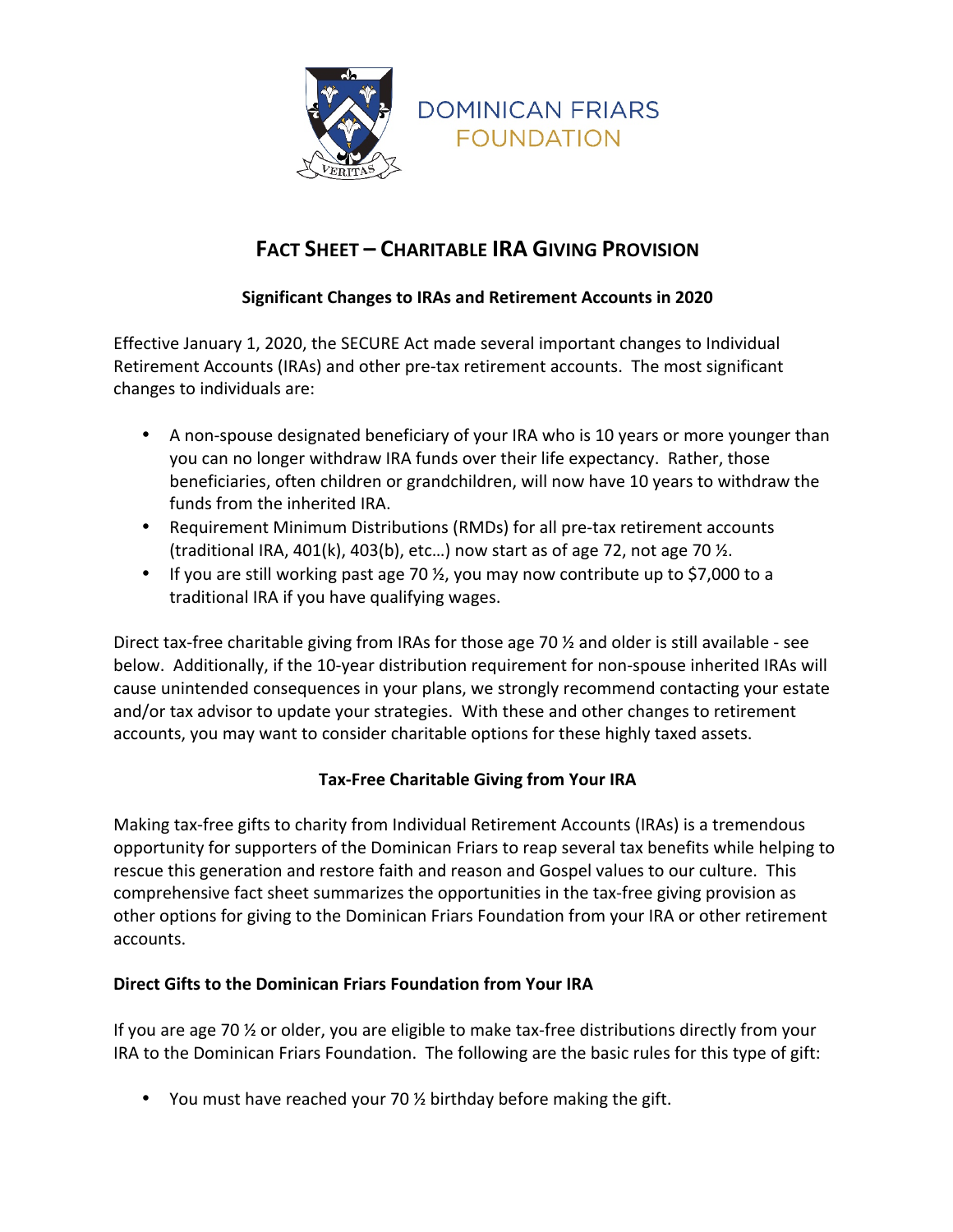DOMINICAN FRIARS
FOUNDATION

# FACT SHEET – CHARITABLE IRA GIVING PROVISION

### Significant Changes to IRAs and Retirement Accounts in 2020

Effective January 1, 2020, the SECURE Act made several important changes to Individual Retirement Accounts (IRAs) and other pre-tax retirement accounts. The most significant changes to individuals are:

- A non-spouse designated beneficiary of your IRA who is 10 years or more younger than you can no longer withdraw IRA funds over their life expectancy. Rather, those beneficiaries, often children or grandchildren, will now have 10 years to withdraw the funds from the inherited IRA.
- Requirement Minimum Distributions (RMDs) for all pre-tax retirement accounts (traditional IRA, 401(k), 403(b), etc…) now start as of age 72, not age 70 ½.
- If you are still working past age 70 ½, you may now contribute up to $7,000 to a traditional IRA if you have qualifying wages.

Direct tax-free charitable giving from IRAs for those age 70 ½ and older is still available - see below. Additionally, if the 10-year distribution requirement for non-spouse inherited IRAs will cause unintended consequences in your plans, we strongly recommend contacting your estate and/or tax advisor to update your strategies. With these and other changes to retirement accounts, you may want to consider charitable options for these highly taxed assets.

### Tax-Free Charitable Giving from Your IRA

Making tax-free gifts to charity from Individual Retirement Accounts (IRAs) is a tremendous opportunity for supporters of the Dominican Friars to reap several tax benefits while helping to rescue this generation and restore faith and reason and Gospel values to our culture. This comprehensive fact sheet summarizes the opportunities in the tax-free giving provision as other options for giving to the Dominican Friars Foundation from your IRA or other retirement accounts.

**Direct Gifts to the Dominican Friars Foundation from Your IRA**

If you are age 70 ½ or older, you are eligible to make tax-free distributions directly from your IRA to the Dominican Friars Foundation. The following are the basic rules for this type of gift:

- You must have reached your 70 ½ birthday before making the gift.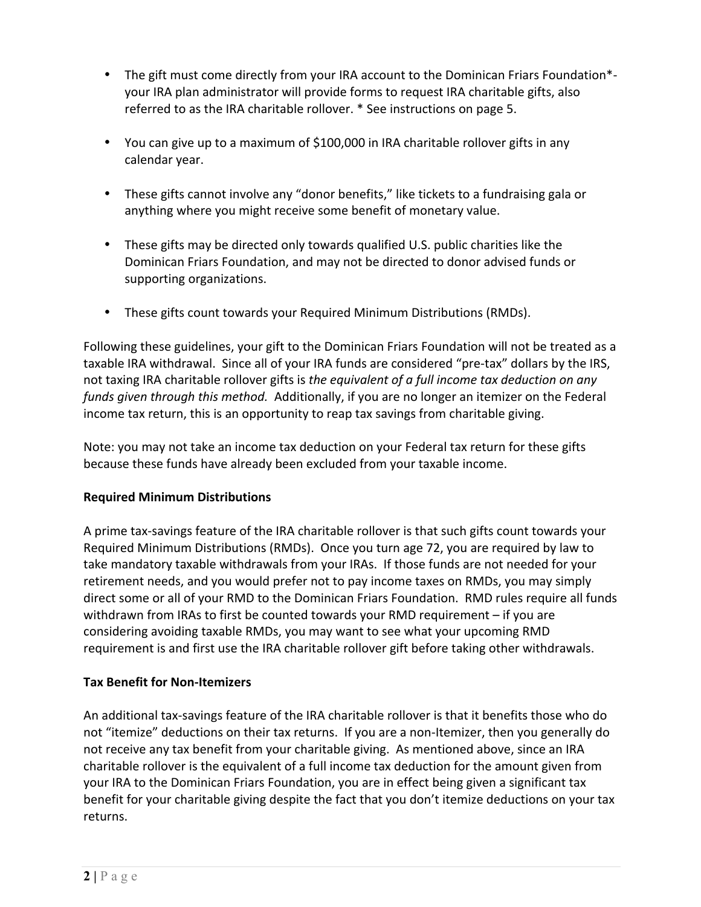- The gift must come directly from your IRA account to the Dominican Friars Foundation*- your IRA plan administrator will provide forms to request IRA charitable gifts, also referred to as the IRA charitable rollover. * See instructions on page 5.

- You can give up to a maximum of $100,000 in IRA charitable rollover gifts in any calendar year.

- These gifts cannot involve any "donor benefits," like tickets to a fundraising gala or anything where you might receive some benefit of monetary value.

- These gifts may be directed only towards qualified U.S. public charities like the Dominican Friars Foundation, and may not be directed to donor advised funds or supporting organizations.

- These gifts count towards your Required Minimum Distributions (RMDs).

Following these guidelines, your gift to the Dominican Friars Foundation will not be treated as a taxable IRA withdrawal. Since all of your IRA funds are considered "pre-tax" dollars by the IRS, not taxing IRA charitable rollover gifts is *the equivalent of a full income tax deduction on any funds given through this method.* Additionally, if you are no longer an itemizer on the Federal income tax return, this is an opportunity to reap tax savings from charitable giving.

Note: you may not take an income tax deduction on your Federal tax return for these gifts because these funds have already been excluded from your taxable income.

**Required Minimum Distributions**

A prime tax-savings feature of the IRA charitable rollover is that such gifts count towards your Required Minimum Distributions (RMDs). Once you turn age 72, you are required by law to take mandatory taxable withdrawals from your IRAs. If those funds are not needed for your retirement needs, and you would prefer not to pay income taxes on RMDs, you may simply direct some or all of your RMD to the Dominican Friars Foundation. RMD rules require all funds withdrawn from IRAs to first be counted towards your RMD requirement – if you are considering avoiding taxable RMDs, you may want to see what your upcoming RMD requirement is and first use the IRA charitable rollover gift before taking other withdrawals.

**Tax Benefit for Non-Itemizers**

An additional tax-savings feature of the IRA charitable rollover is that it benefits those who do not "itemize" deductions on their tax returns. If you are a non-Itemizer, then you generally do not receive any tax benefit from your charitable giving. As mentioned above, since an IRA charitable rollover is the equivalent of a full income tax deduction for the amount given from your IRA to the Dominican Friars Foundation, you are in effect being given a significant tax benefit for your charitable giving despite the fact that you don't itemize deductions on your tax returns.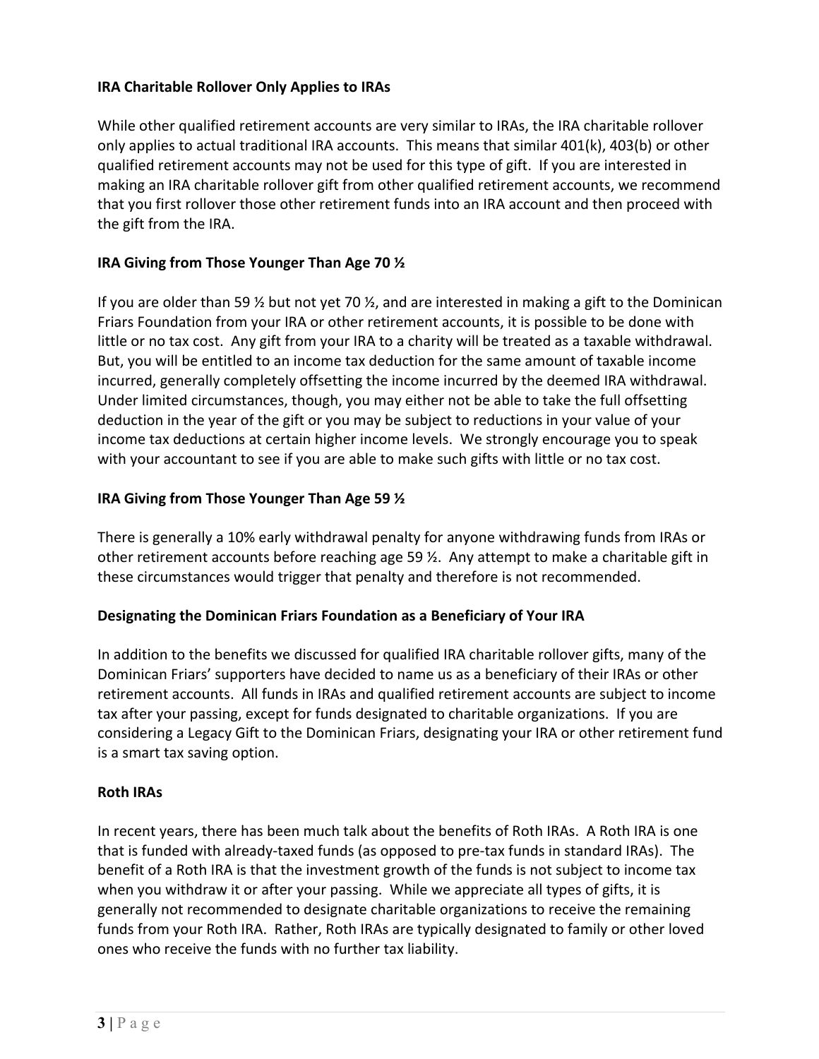## IRA Charitable Rollover Only Applies to IRAs

While other qualified retirement accounts are very similar to IRAs, the IRA charitable rollover only applies to actual traditional IRA accounts. This means that similar 401(k), 403(b) or other qualified retirement accounts may not be used for this type of gift. If you are interested in making an IRA charitable rollover gift from other qualified retirement accounts, we recommend that you first rollover those other retirement funds into an IRA account and then proceed with the gift from the IRA.

## IRA Giving from Those Younger Than Age 70 ½

If you are older than 59 ½ but not yet 70 ½, and are interested in making a gift to the Dominican Friars Foundation from your IRA or other retirement accounts, it is possible to be done with little or no tax cost. Any gift from your IRA to a charity will be treated as a taxable withdrawal. But, you will be entitled to an income tax deduction for the same amount of taxable income incurred, generally completely offsetting the income incurred by the deemed IRA withdrawal. Under limited circumstances, though, you may either not be able to take the full offsetting deduction in the year of the gift or you may be subject to reductions in your value of your income tax deductions at certain higher income levels. We strongly encourage you to speak with your accountant to see if you are able to make such gifts with little or no tax cost.

## IRA Giving from Those Younger Than Age 59 ½

There is generally a 10% early withdrawal penalty for anyone withdrawing funds from IRAs or other retirement accounts before reaching age 59 ½. Any attempt to make a charitable gift in these circumstances would trigger that penalty and therefore is not recommended.

## Designating the Dominican Friars Foundation as a Beneficiary of Your IRA

In addition to the benefits we discussed for qualified IRA charitable rollover gifts, many of the Dominican Friars' supporters have decided to name us as a beneficiary of their IRAs or other retirement accounts. All funds in IRAs and qualified retirement accounts are subject to income tax after your passing, except for funds designated to charitable organizations. If you are considering a Legacy Gift to the Dominican Friars, designating your IRA or other retirement fund is a smart tax saving option.

## Roth IRAs

In recent years, there has been much talk about the benefits of Roth IRAs. A Roth IRA is one that is funded with already-taxed funds (as opposed to pre-tax funds in standard IRAs). The benefit of a Roth IRA is that the investment growth of the funds is not subject to income tax when you withdraw it or after your passing. While we appreciate all types of gifts, it is generally not recommended to designate charitable organizations to receive the remaining funds from your Roth IRA. Rather, Roth IRAs are typically designated to family or other loved ones who receive the funds with no further tax liability.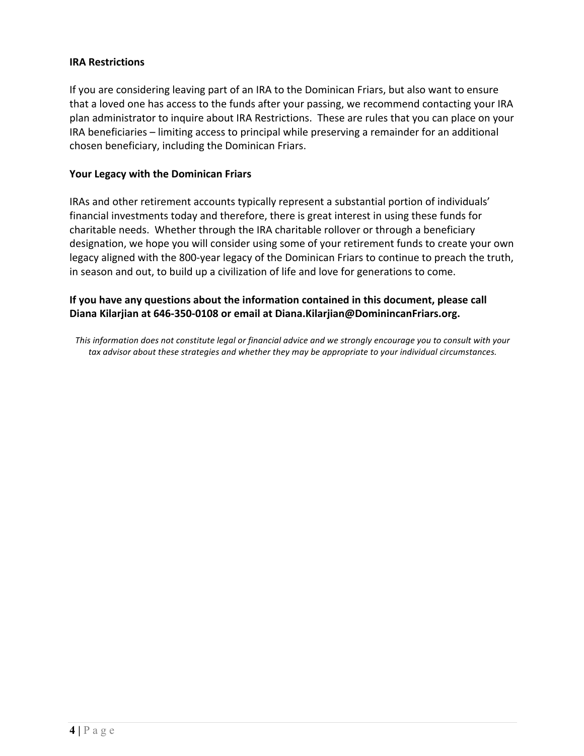**IRA Restrictions**

If you are considering leaving part of an IRA to the Dominican Friars, but also want to ensure that a loved one has access to the funds after your passing, we recommend contacting your IRA plan administrator to inquire about IRA Restrictions. These are rules that you can place on your IRA beneficiaries – limiting access to principal while preserving a remainder for an additional chosen beneficiary, including the Dominican Friars.

**Your Legacy with the Dominican Friars**

IRAs and other retirement accounts typically represent a substantial portion of individuals' financial investments today and therefore, there is great interest in using these funds for charitable needs. Whether through the IRA charitable rollover or through a beneficiary designation, we hope you will consider using some of your retirement funds to create your own legacy aligned with the 800-year legacy of the Dominican Friars to continue to preach the truth, in season and out, to build up a civilization of life and love for generations to come.

**If you have any questions about the information contained in this document, please call Diana Kilarjian at 646-350-0108 or email at Diana.Kilarjian@DominincanFriars.org.**

*This information does not constitute legal or financial advice and we strongly encourage you to consult with your tax advisor about these strategies and whether they may be appropriate to your individual circumstances.*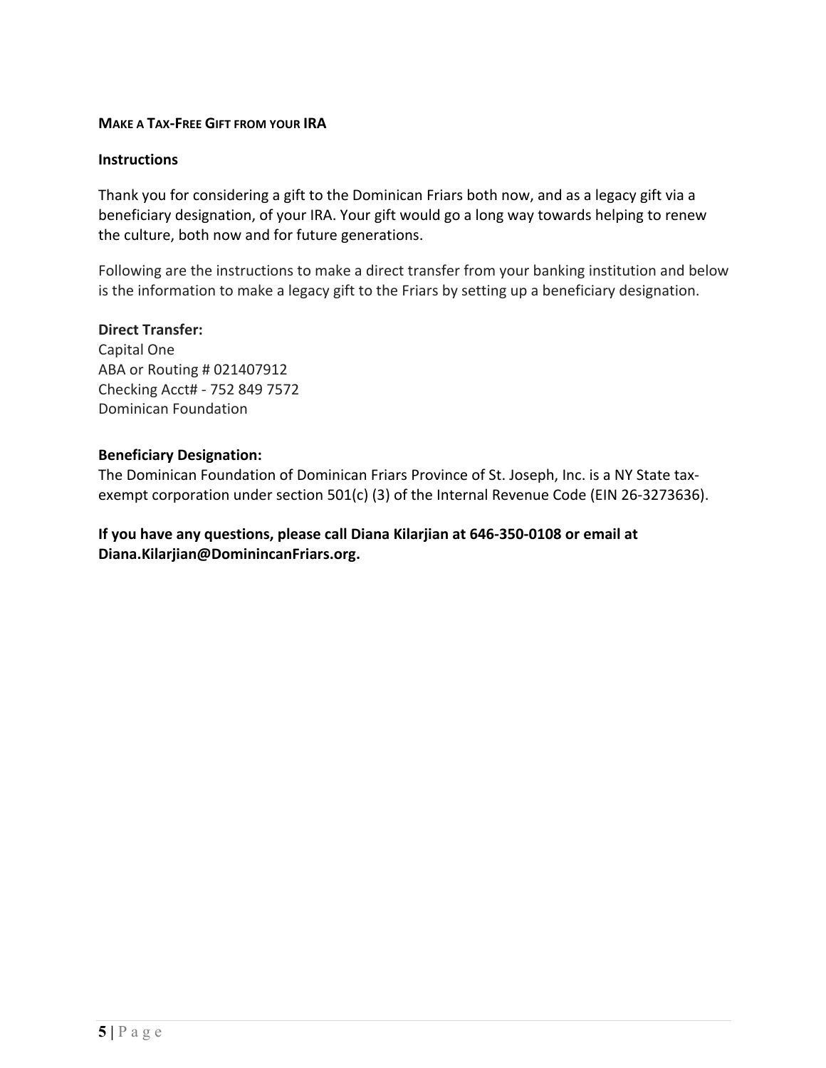**MAKE A TAX-FREE GIFT FROM YOUR IRA**

**Instructions**

Thank you for considering a gift to the Dominican Friars both now, and as a legacy gift via a beneficiary designation, of your IRA. Your gift would go a long way towards helping to renew the culture, both now and for future generations.

Following are the instructions to make a direct transfer from your banking institution and below is the information to make a legacy gift to the Friars by setting up a beneficiary designation.

**Direct Transfer:**
Capital One
ABA or Routing # 021407912
Checking Acct# - 752 849 7572
Dominican Foundation

**Beneficiary Designation:**
The Dominican Foundation of Dominican Friars Province of St. Joseph, Inc. is a NY State tax-exempt corporation under section 501(c) (3) of the Internal Revenue Code (EIN 26-3273636).

**If you have any questions, please call Diana Kilarjian at 646-350-0108 or email at Diana.Kilarjian@DominincanFriars.org.**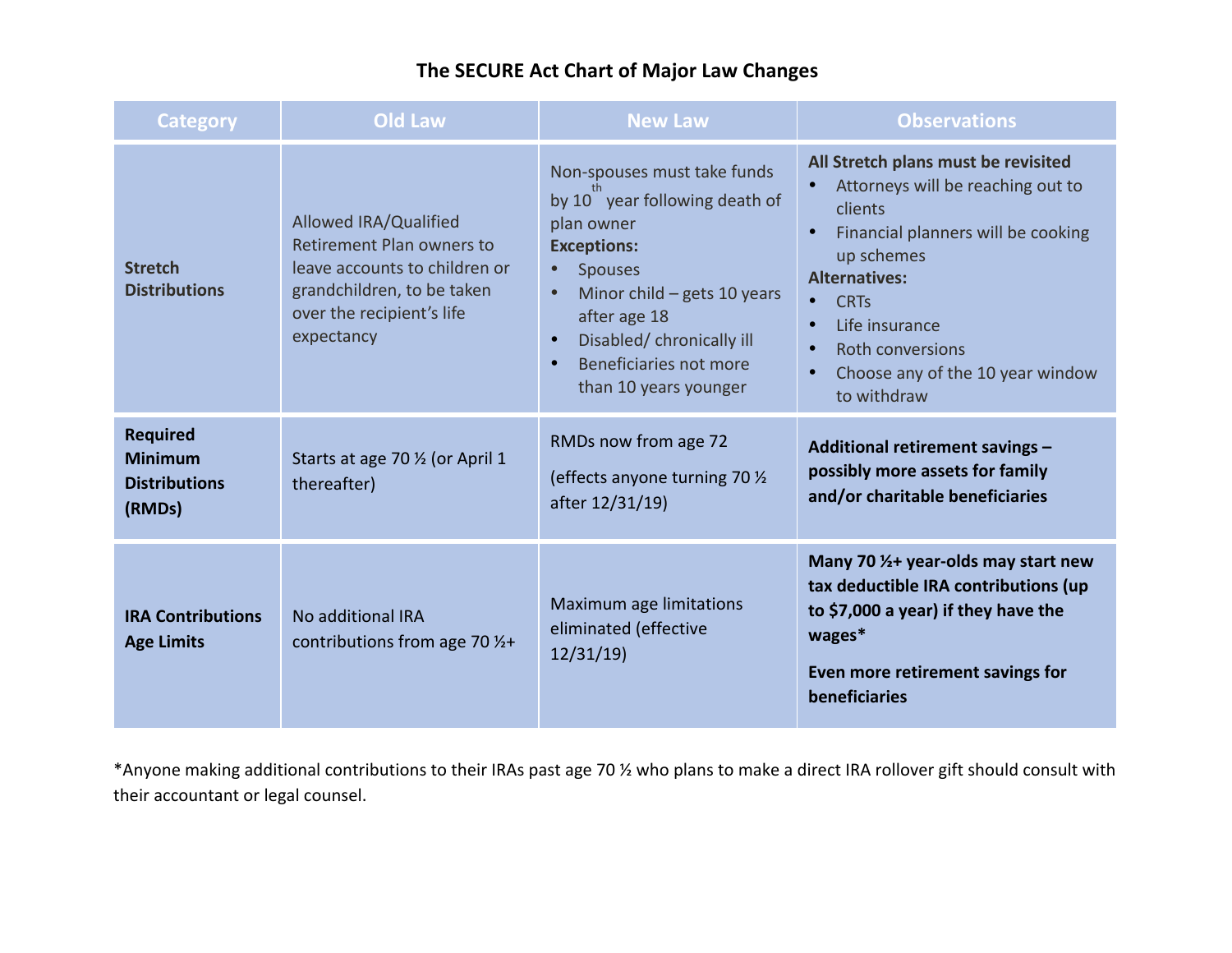# The SECURE Act Chart of Major Law Changes

| Category | Old Law | New Law | Observations |
|---|---|---|---|
| **Stretch Distributions** | Allowed IRA/Qualified Retirement Plan owners to leave accounts to children or grandchildren, to be taken over the recipient's life expectancy | Non-spouses must take funds by 10th year following death of plan owner<br>**Exceptions:**<br>• Spouses<br>• Minor child – gets 10 years after age 18<br>• Disabled/ chronically ill<br>• Beneficiaries not more than 10 years younger | **All Stretch plans must be revisited**<br>• Attorneys will be reaching out to clients<br>• Financial planners will be cooking up schemes<br>**Alternatives:**<br>• CRTs<br>• Life insurance<br>• Roth conversions<br>• Choose any of the 10 year window to withdraw |
| **Required Minimum Distributions (RMDs)** | Starts at age 70 ½ (or April 1 thereafter) | RMDs now from age 72<br>(effects anyone turning 70 ½ after 12/31/19) | **Additional retirement savings – possibly more assets for family and/or charitable beneficiaries** |
| **IRA Contributions Age Limits** | No additional IRA contributions from age 70 ½+ | Maximum age limitations eliminated (effective 12/31/19) | **Many 70 ½+ year-olds may start new tax deductible IRA contributions (up to $7,000 a year) if they have the wages***<br>**Even more retirement savings for beneficiaries** |

*Anyone making additional contributions to their IRAs past age 70 ½ who plans to make a direct IRA rollover gift should consult with their accountant or legal counsel.